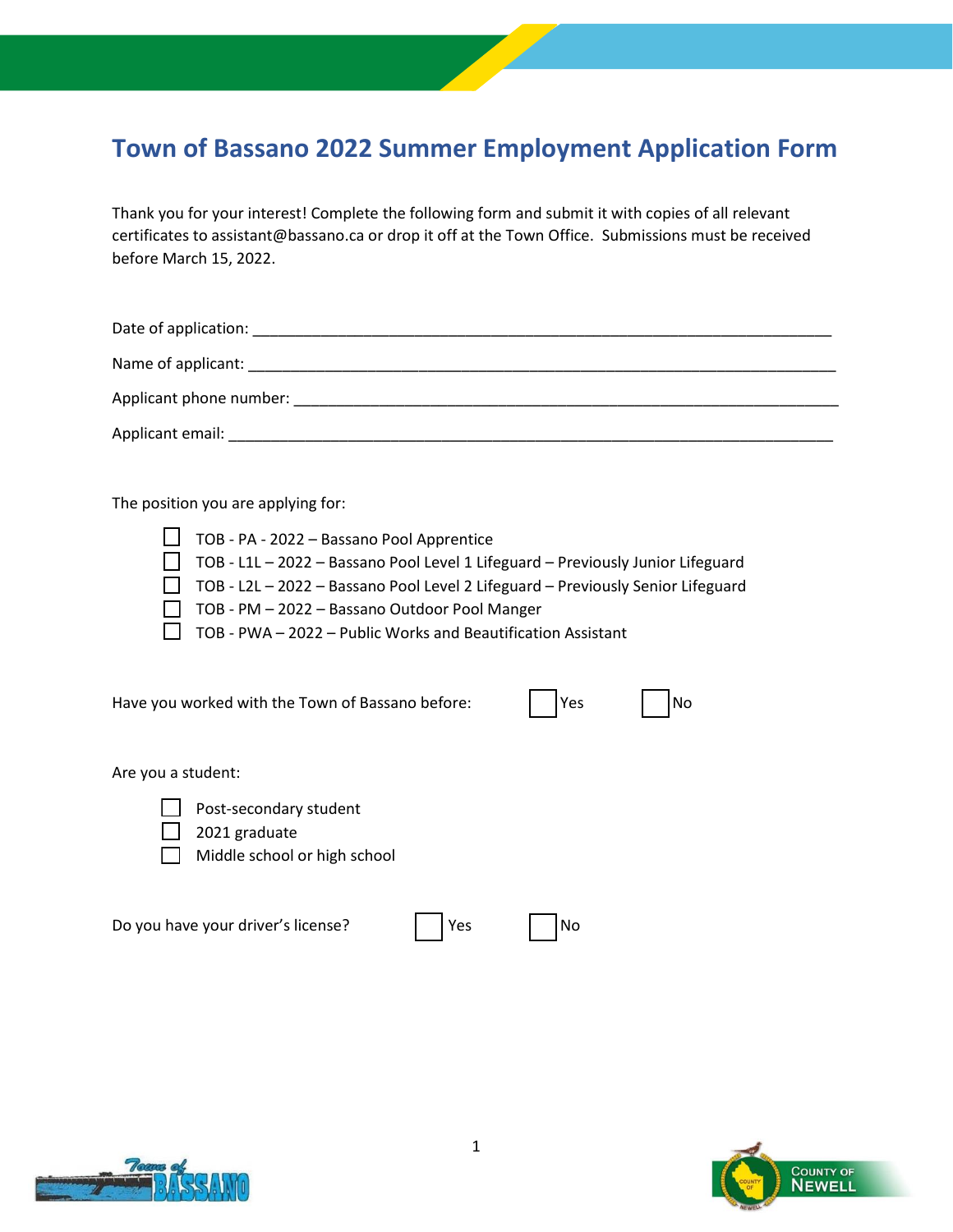# Town of Bassano 2022 Summer Employment Application Form

Thank you for your interest! Complete the following form and submit it with copies of all relevant certificates to assistant@bassano.ca or drop it off at the Town Office. Submissions must be received before March 15, 2022.

Date of application: ___________________________________________________________________

Name of applicant: ___________________________________________________________________

Applicant phone number: _______________________________________________________________

Applicant email: _____________________________________________________________________

The position you are applying for:

- ☐ TOB - PA - 2022 – Bassano Pool Apprentice
- ☐ TOB - L1L – 2022 – Bassano Pool Level 1 Lifeguard – Previously Junior Lifeguard
- ☐ TOB - L2L – 2022 – Bassano Pool Level 2 Lifeguard – Previously Senior Lifeguard
- ☐ TOB - PM – 2022 – Bassano Outdoor Pool Manger
- ☐ TOB - PWA – 2022 – Public Works and Beautification Assistant

Have you worked with the Town of Bassano before: ☐ Yes ☐ No

Are you a student:

- ☐ Post-secondary student
- ☐ 2021 graduate
- ☐ Middle school or high school

Do you have your driver's license? ☐ Yes ☐ No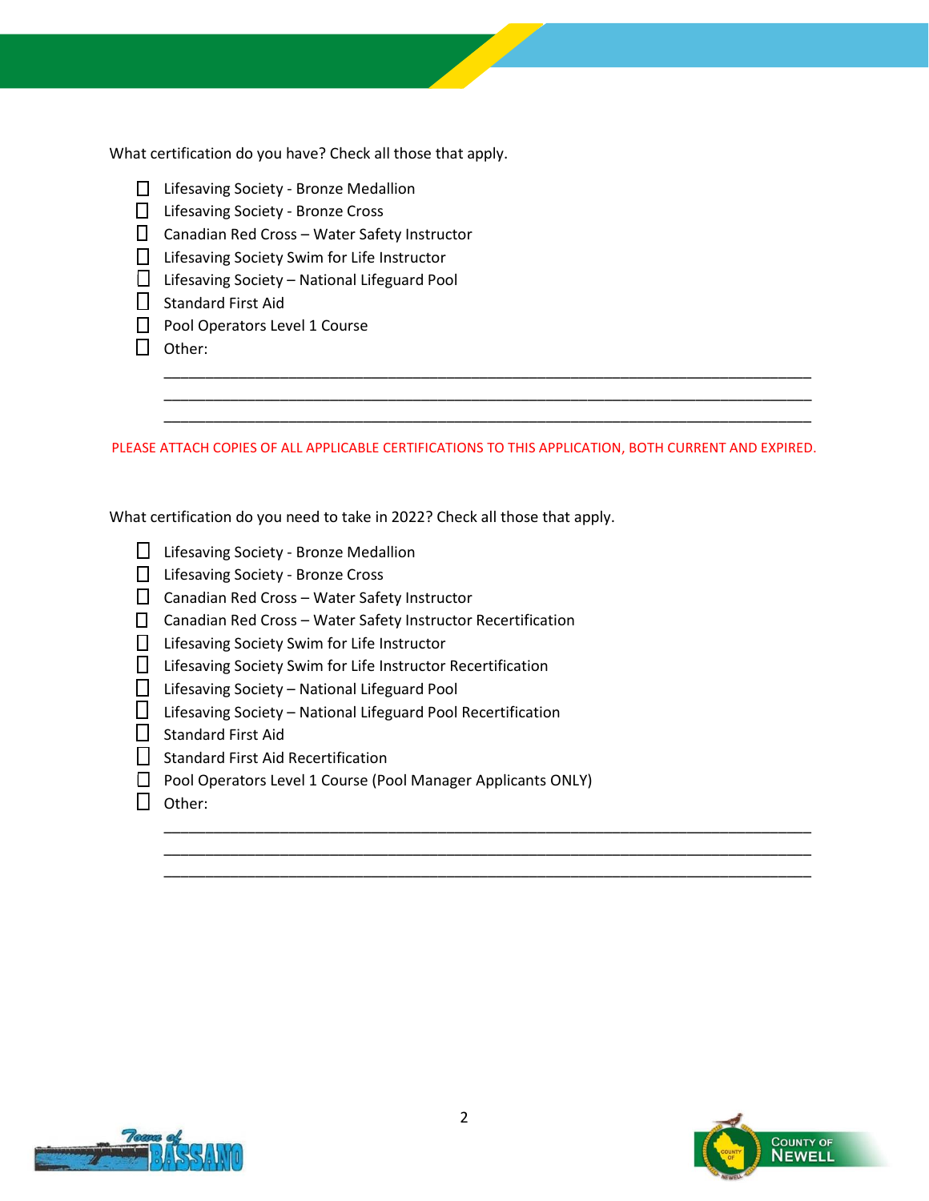What certification do you have? Check all those that apply.

- ☐ Lifesaving Society - Bronze Medallion
- ☐ Lifesaving Society - Bronze Cross
- ☐ Canadian Red Cross – Water Safety Instructor
- ☐ Lifesaving Society Swim for Life Instructor
- ☐ Lifesaving Society – National Lifeguard Pool
- ☐ Standard First Aid
- ☐ Pool Operators Level 1 Course
- ☐ Other:

___________________________________________________________________________
___________________________________________________________________________
___________________________________________________________________________

PLEASE ATTACH COPIES OF ALL APPLICABLE CERTIFICATIONS TO THIS APPLICATION, BOTH CURRENT AND EXPIRED.

What certification do you need to take in 2022? Check all those that apply.

- ☐ Lifesaving Society - Bronze Medallion
- ☐ Lifesaving Society - Bronze Cross
- ☐ Canadian Red Cross – Water Safety Instructor
- ☐ Canadian Red Cross – Water Safety Instructor Recertification
- ☐ Lifesaving Society Swim for Life Instructor
- ☐ Lifesaving Society Swim for Life Instructor Recertification
- ☐ Lifesaving Society – National Lifeguard Pool
- ☐ Lifesaving Society – National Lifeguard Pool Recertification
- ☐ Standard First Aid
- ☐ Standard First Aid Recertification
- ☐ Pool Operators Level 1 Course (Pool Manager Applicants ONLY)
- ☐ Other:

___________________________________________________________________________
___________________________________________________________________________
___________________________________________________________________________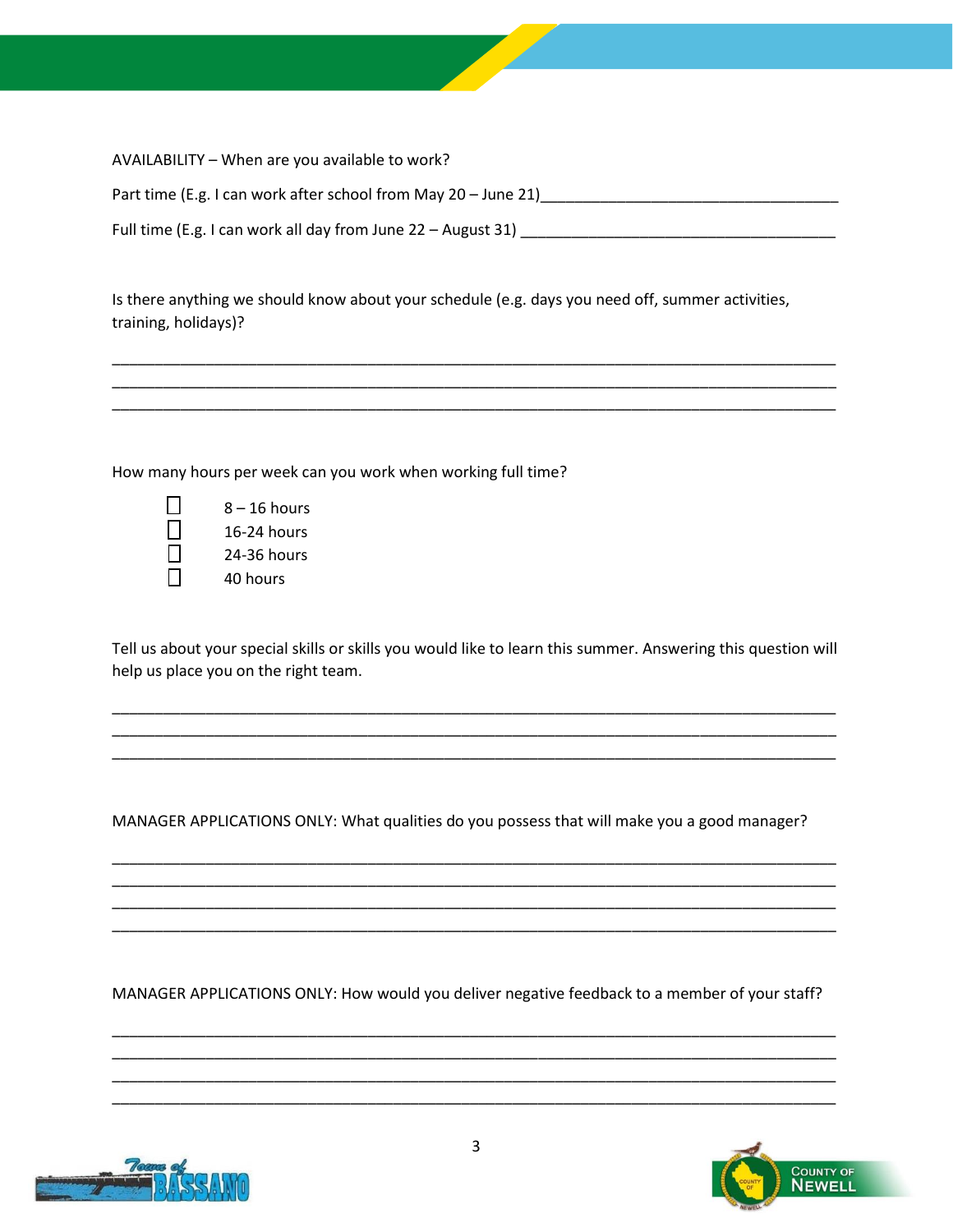AVAILABILITY – When are you available to work?

Part time (E.g. I can work after school from May 20 – June 21)___________________________________

Full time (E.g. I can work all day from June 22 – August 31) ____________________________________

Is there anything we should know about your schedule (e.g. days you need off, summer activities, training, holidays)?

_____________________________________________________________________________
_____________________________________________________________________________
_____________________________________________________________________________

How many hours per week can you work when working full time?

- ☐ 8 – 16 hours
- ☐ 16-24 hours
- ☐ 24-36 hours
- ☐ 40 hours

Tell us about your special skills or skills you would like to learn this summer. Answering this question will help us place you on the right team.

_____________________________________________________________________________
_____________________________________________________________________________
_____________________________________________________________________________

MANAGER APPLICATIONS ONLY: What qualities do you possess that will make you a good manager?

_____________________________________________________________________________
_____________________________________________________________________________
_____________________________________________________________________________
_____________________________________________________________________________

MANAGER APPLICATIONS ONLY: How would you deliver negative feedback to a member of your staff?

_____________________________________________________________________________
_____________________________________________________________________________
_____________________________________________________________________________
_____________________________________________________________________________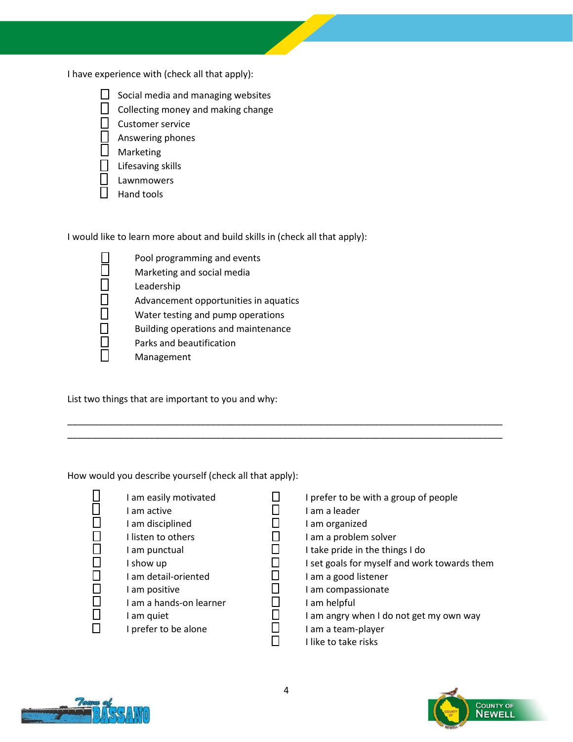I have experience with (check all that apply):

- ☐ Social media and managing websites
- ☐ Collecting money and making change
- ☐ Customer service
- ☐ Answering phones
- ☐ Marketing
- ☐ Lifesaving skills
- ☐ Lawnmowers
- ☐ Hand tools

I would like to learn more about and build skills in (check all that apply):

- ☐ Pool programming and events
- ☐ Marketing and social media
- ☐ Leadership
- ☐ Advancement opportunities in aquatics
- ☐ Water testing and pump operations
- ☐ Building operations and maintenance
- ☐ Parks and beautification
- ☐ Management

List two things that are important to you and why:

______________________________________________________________________________

______________________________________________________________________________

How would you describe yourself (check all that apply):

- ☐ I am easily motivated
- ☐ I am active
- ☐ I am disciplined
- ☐ I listen to others
- ☐ I am punctual
- ☐ I show up
- ☐ I am detail-oriented
- ☐ I am positive
- ☐ I am a hands-on learner
- ☐ I am quiet
- ☐ I prefer to be alone
- ☐ I prefer to be with a group of people
- ☐ I am a leader
- ☐ I am organized
- ☐ I am a problem solver
- ☐ I take pride in the things I do
- ☐ I set goals for myself and work towards them
- ☐ I am a good listener
- ☐ I am compassionate
- ☐ I am helpful
- ☐ I am angry when I do not get my own way
- ☐ I am a team-player
- ☐ I like to take risks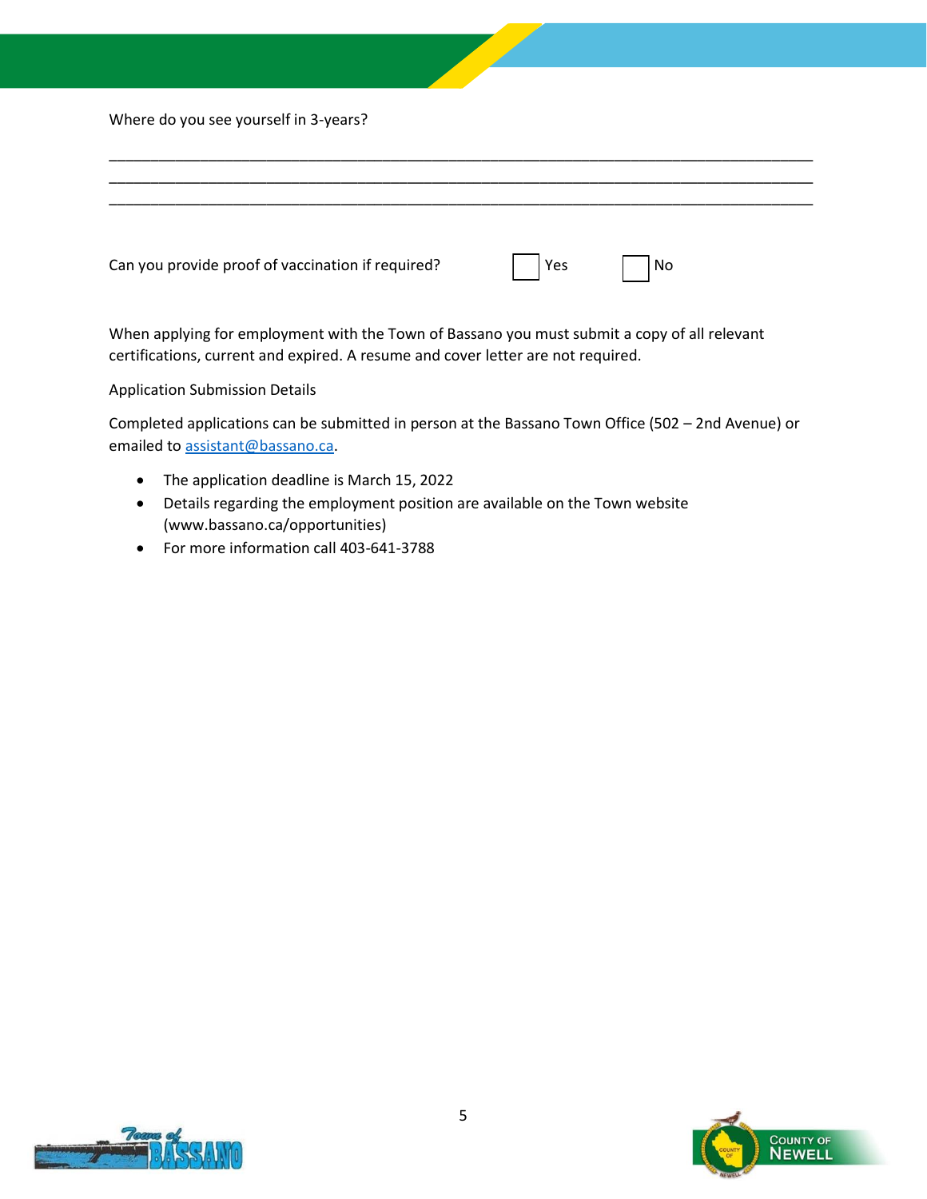Where do you see yourself in 3-years?

___________________________________________________________________________
___________________________________________________________________________
___________________________________________________________________________

Can you provide proof of vaccination if required? ☐ Yes ☐ No

When applying for employment with the Town of Bassano you must submit a copy of all relevant certifications, current and expired. A resume and cover letter are not required.

Application Submission Details

Completed applications can be submitted in person at the Bassano Town Office (502 – 2nd Avenue) or emailed to assistant@bassano.ca.

- The application deadline is March 15, 2022
- Details regarding the employment position are available on the Town website (www.bassano.ca/opportunities)
- For more information call 403-641-3788